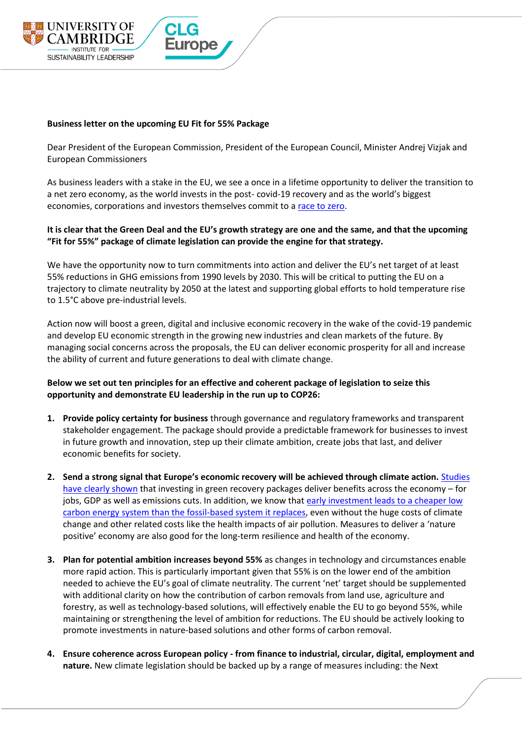**Business letter on the upcoming EU Fit for 55% Package**

Dear President of the European Commission, President of the European Council, Minister Andrej Vizjak and European Commissioners

As business leaders with a stake in the EU, we see a once in a lifetime opportunity to deliver the transition to a net zero economy, as the world invests in the post- covid-19 recovery and as the world's biggest economies, corporations and investors themselves commit to a race to zero.

**It is clear that the Green Deal and the EU's growth strategy are one and the same, and that the upcoming "Fit for 55%" package of climate legislation can provide the engine for that strategy.**

We have the opportunity now to turn commitments into action and deliver the EU's net target of at least 55% reductions in GHG emissions from 1990 levels by 2030. This will be critical to putting the EU on a trajectory to climate neutrality by 2050 at the latest and supporting global efforts to hold temperature rise to 1.5°C above pre-industrial levels.

Action now will boost a green, digital and inclusive economic recovery in the wake of the covid-19 pandemic and develop EU economic strength in the growing new industries and clean markets of the future. By managing social concerns across the proposals, the EU can deliver economic prosperity for all and increase the ability of current and future generations to deal with climate change.

**Below we set out ten principles for an effective and coherent package of legislation to seize this opportunity and demonstrate EU leadership in the run up to COP26:**

1. **Provide policy certainty for business** through governance and regulatory frameworks and transparent stakeholder engagement. The package should provide a predictable framework for businesses to invest in future growth and innovation, step up their climate ambition, create jobs that last, and deliver economic benefits for society.

2. **Send a strong signal that Europe's economic recovery will be achieved through climate action.** Studies have clearly shown that investing in green recovery packages deliver benefits across the economy – for jobs, GDP as well as emissions cuts. In addition, we know that early investment leads to a cheaper low carbon energy system than the fossil-based system it replaces, even without the huge costs of climate change and other related costs like the health impacts of air pollution. Measures to deliver a 'nature positive' economy are also good for the long-term resilience and health of the economy.

3. **Plan for potential ambition increases beyond 55%** as changes in technology and circumstances enable more rapid action. This is particularly important given that 55% is on the lower end of the ambition needed to achieve the EU's goal of climate neutrality. The current 'net' target should be supplemented with additional clarity on how the contribution of carbon removals from land use, agriculture and forestry, as well as technology-based solutions, will effectively enable the EU to go beyond 55%, while maintaining or strengthening the level of ambition for reductions. The EU should be actively looking to promote investments in nature-based solutions and other forms of carbon removal.

4. **Ensure coherence across European policy - from finance to industrial, circular, digital, employment and nature.** New climate legislation should be backed up by a range of measures including: the Next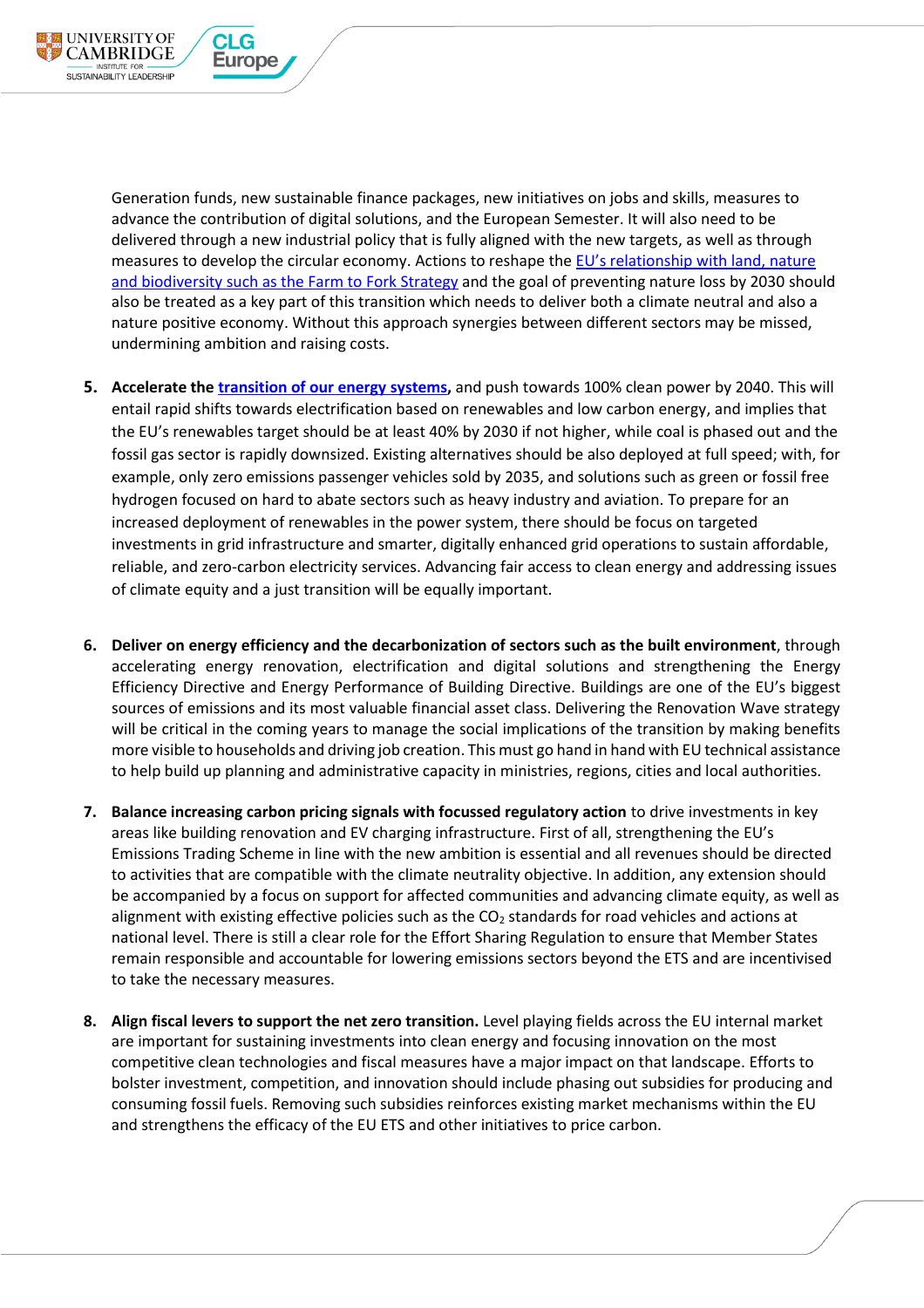Generation funds, new sustainable finance packages, new initiatives on jobs and skills, measures to advance the contribution of digital solutions, and the European Semester. It will also need to be delivered through a new industrial policy that is fully aligned with the new targets, as well as through measures to develop the circular economy. Actions to reshape the EU's relationship with land, nature and biodiversity such as the Farm to Fork Strategy and the goal of preventing nature loss by 2030 should also be treated as a key part of this transition which needs to deliver both a climate neutral and also a nature positive economy. Without this approach synergies between different sectors may be missed, undermining ambition and raising costs.

5. **Accelerate the transition of our energy systems,** and push towards 100% clean power by 2040. This will entail rapid shifts towards electrification based on renewables and low carbon energy, and implies that the EU's renewables target should be at least 40% by 2030 if not higher, while coal is phased out and the fossil gas sector is rapidly downsized. Existing alternatives should be also deployed at full speed; with, for example, only zero emissions passenger vehicles sold by 2035, and solutions such as green or fossil free hydrogen focused on hard to abate sectors such as heavy industry and aviation. To prepare for an increased deployment of renewables in the power system, there should be focus on targeted investments in grid infrastructure and smarter, digitally enhanced grid operations to sustain affordable, reliable, and zero-carbon electricity services. Advancing fair access to clean energy and addressing issues of climate equity and a just transition will be equally important.

6. **Deliver on energy efficiency and the decarbonization of sectors such as the built environment**, through accelerating energy renovation, electrification and digital solutions and strengthening the Energy Efficiency Directive and Energy Performance of Building Directive. Buildings are one of the EU's biggest sources of emissions and its most valuable financial asset class. Delivering the Renovation Wave strategy will be critical in the coming years to manage the social implications of the transition by making benefits more visible to households and driving job creation. This must go hand in hand with EU technical assistance to help build up planning and administrative capacity in ministries, regions, cities and local authorities.

7. **Balance increasing carbon pricing signals with focussed regulatory action** to drive investments in key areas like building renovation and EV charging infrastructure. First of all, strengthening the EU's Emissions Trading Scheme in line with the new ambition is essential and all revenues should be directed to activities that are compatible with the climate neutrality objective. In addition, any extension should be accompanied by a focus on support for affected communities and advancing climate equity, as well as alignment with existing effective policies such as the $CO_2$ standards for road vehicles and actions at national level. There is still a clear role for the Effort Sharing Regulation to ensure that Member States remain responsible and accountable for lowering emissions sectors beyond the ETS and are incentivised to take the necessary measures.

8. **Align fiscal levers to support the net zero transition.** Level playing fields across the EU internal market are important for sustaining investments into clean energy and focusing innovation on the most competitive clean technologies and fiscal measures have a major impact on that landscape. Efforts to bolster investment, competition, and innovation should include phasing out subsidies for producing and consuming fossil fuels. Removing such subsidies reinforces existing market mechanisms within the EU and strengthens the efficacy of the EU ETS and other initiatives to price carbon.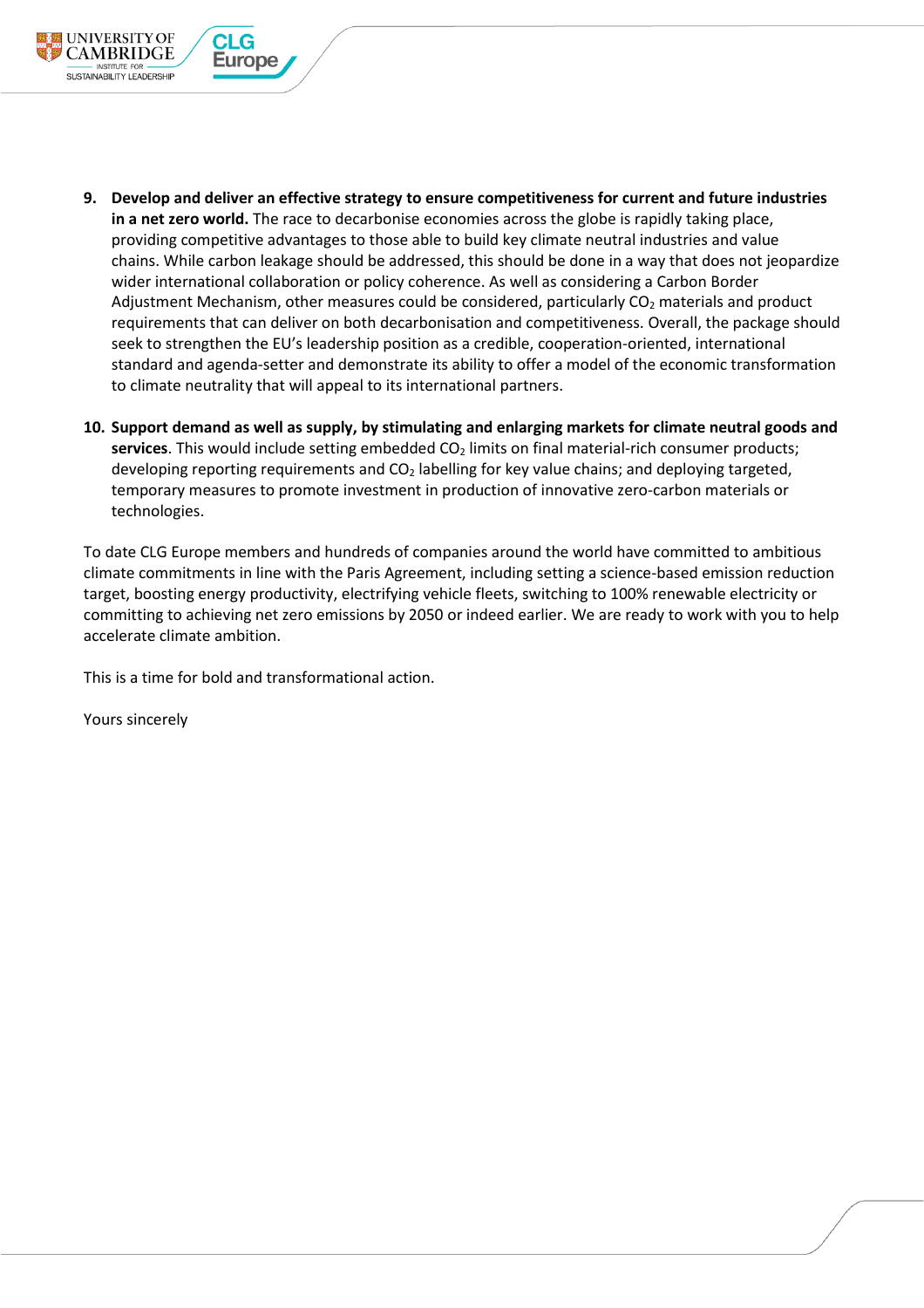9. **Develop and deliver an effective strategy to ensure competitiveness for current and future industries in a net zero world.** The race to decarbonise economies across the globe is rapidly taking place, providing competitive advantages to those able to build key climate neutral industries and value chains. While carbon leakage should be addressed, this should be done in a way that does not jeopardize wider international collaboration or policy coherence. As well as considering a Carbon Border Adjustment Mechanism, other measures could be considered, particularly $CO_2$ materials and product requirements that can deliver on both decarbonisation and competitiveness. Overall, the package should seek to strengthen the EU's leadership position as a credible, cooperation-oriented, international standard and agenda-setter and demonstrate its ability to offer a model of the economic transformation to climate neutrality that will appeal to its international partners.

10. **Support demand as well as supply, by stimulating and enlarging markets for climate neutral goods and services**. This would include setting embedded $CO_2$ limits on final material-rich consumer products; developing reporting requirements and $CO_2$ labelling for key value chains; and deploying targeted, temporary measures to promote investment in production of innovative zero-carbon materials or technologies.

To date CLG Europe members and hundreds of companies around the world have committed to ambitious climate commitments in line with the Paris Agreement, including setting a science-based emission reduction target, boosting energy productivity, electrifying vehicle fleets, switching to 100% renewable electricity or committing to achieving net zero emissions by 2050 or indeed earlier. We are ready to work with you to help accelerate climate ambition.

This is a time for bold and transformational action.

Yours sincerely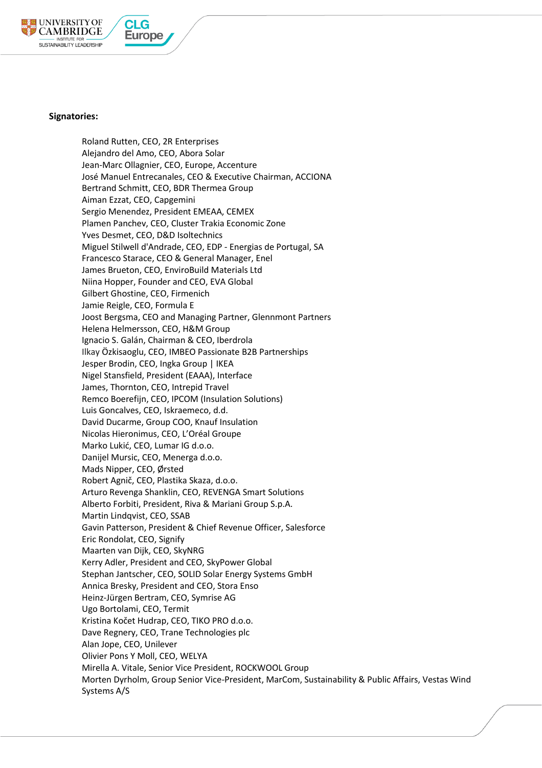**Signatories:**

Roland Rutten, CEO, 2R Enterprises
Alejandro del Amo, CEO, Abora Solar
Jean-Marc Ollagnier, CEO, Europe, Accenture
José Manuel Entrecanales, CEO & Executive Chairman, ACCIONA
Bertrand Schmitt, CEO, BDR Thermea Group
Aiman Ezzat, CEO, Capgemini
Sergio Menendez, President EMEAA, CEMEX
Plamen Panchev, CEO, Cluster Trakia Economic Zone
Yves Desmet, CEO, D&D Isoltechnics
Miguel Stilwell d'Andrade, CEO, EDP - Energias de Portugal, SA
Francesco Starace, CEO & General Manager, Enel
James Brueton, CEO, EnviroBuild Materials Ltd
Niina Hopper, Founder and CEO, EVA Global
Gilbert Ghostine, CEO, Firmenich
Jamie Reigle, CEO, Formula E
Joost Bergsma, CEO and Managing Partner, Glennmont Partners
Helena Helmersson, CEO, H&M Group
Ignacio S. Galán, Chairman & CEO, Iberdrola
Ilkay Özkisaoglu, CEO, IMBEO Passionate B2B Partnerships
Jesper Brodin, CEO, Ingka Group | IKEA
Nigel Stansfield, President (EAAA), Interface
James, Thornton, CEO, Intrepid Travel
Remco Boerefijn, CEO, IPCOM (Insulation Solutions)
Luis Goncalves, CEO, Iskraemeco, d.d.
David Ducarme, Group COO, Knauf Insulation
Nicolas Hieronimus, CEO, L'Oréal Groupe
Marko Lukić, CEO, Lumar IG d.o.o.
Danijel Mursic, CEO, Menerga d.o.o.
Mads Nipper, CEO, Ørsted
Robert Agnič, CEO, Plastika Skaza, d.o.o.
Arturo Revenga Shanklin, CEO, REVENGA Smart Solutions
Alberto Forbiti, President, Riva & Mariani Group S.p.A.
Martin Lindqvist, CEO, SSAB
Gavin Patterson, President & Chief Revenue Officer, Salesforce
Eric Rondolat, CEO, Signify
Maarten van Dijk, CEO, SkyNRG
Kerry Adler, President and CEO, SkyPower Global
Stephan Jantscher, CEO, SOLID Solar Energy Systems GmbH
Annica Bresky, President and CEO, Stora Enso
Heinz-Jürgen Bertram, CEO, Symrise AG
Ugo Bortolami, CEO, Termit
Kristina Kočet Hudrap, CEO, TIKO PRO d.o.o.
Dave Regnery, CEO, Trane Technologies plc
Alan Jope, CEO, Unilever
Olivier Pons Y Moll, CEO, WELYA
Mirella A. Vitale, Senior Vice President, ROCKWOOL Group
Morten Dyrholm, Group Senior Vice-President, MarCom, Sustainability & Public Affairs, Vestas Wind Systems A/S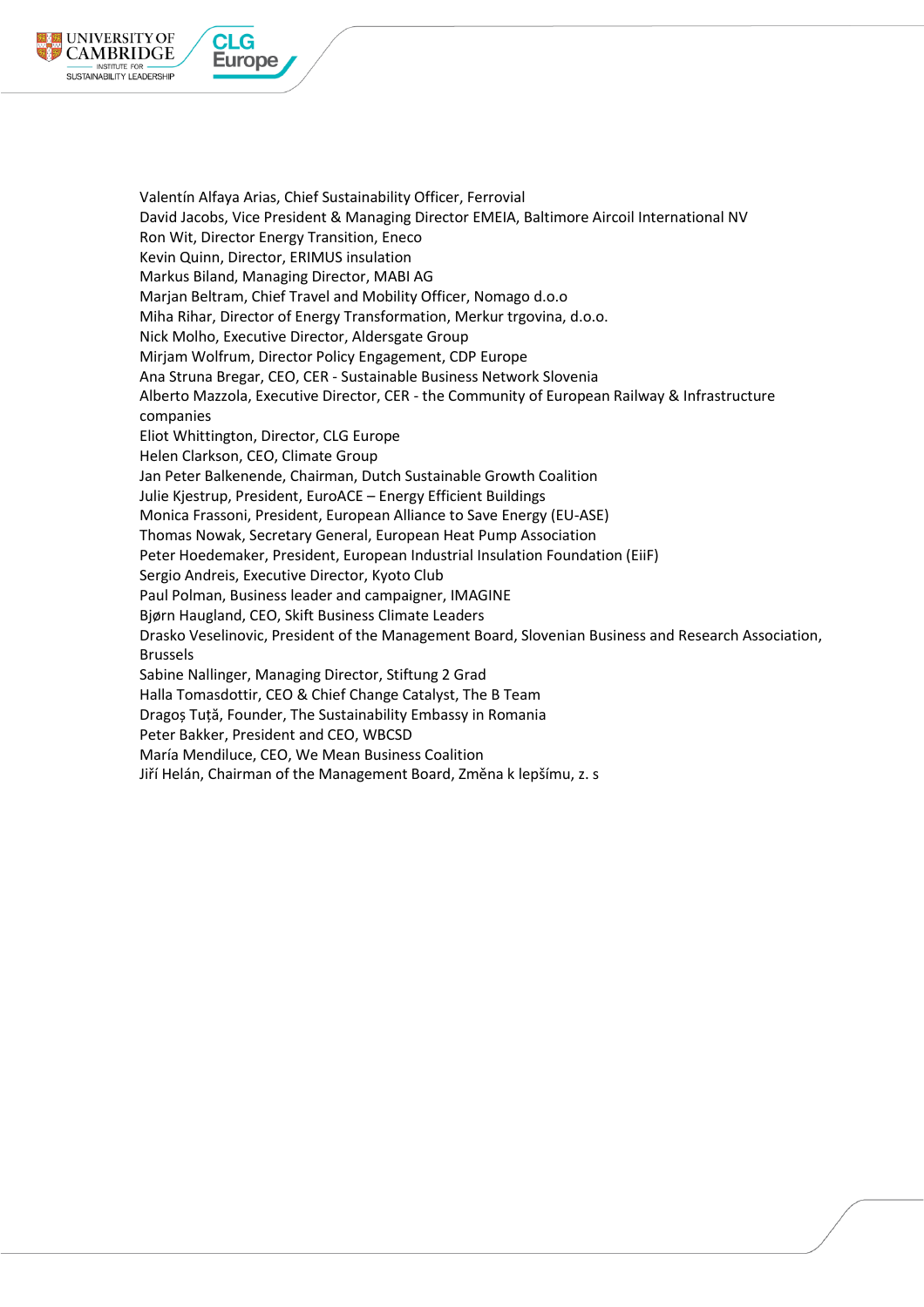Valentín Alfaya Arias, Chief Sustainability Officer, Ferrovial
David Jacobs, Vice President & Managing Director EMEIA, Baltimore Aircoil International NV
Ron Wit, Director Energy Transition, Eneco
Kevin Quinn, Director, ERIMUS insulation
Markus Biland, Managing Director, MABI AG
Marjan Beltram, Chief Travel and Mobility Officer, Nomago d.o.o
Miha Rihar, Director of Energy Transformation, Merkur trgovina, d.o.o.
Nick Molho, Executive Director, Aldersgate Group
Mirjam Wolfrum, Director Policy Engagement, CDP Europe
Ana Struna Bregar, CEO, CER - Sustainable Business Network Slovenia
Alberto Mazzola, Executive Director, CER - the Community of European Railway & Infrastructure companies
Eliot Whittington, Director, CLG Europe
Helen Clarkson, CEO, Climate Group
Jan Peter Balkenende, Chairman, Dutch Sustainable Growth Coalition
Julie Kjestrup, President, EuroACE – Energy Efficient Buildings
Monica Frassoni, President, European Alliance to Save Energy (EU-ASE)
Thomas Nowak, Secretary General, European Heat Pump Association
Peter Hoedemaker, President, European Industrial Insulation Foundation (EiiF)
Sergio Andreis, Executive Director, Kyoto Club
Paul Polman, Business leader and campaigner, IMAGINE
Bjørn Haugland, CEO, Skift Business Climate Leaders
Drasko Veselinovic, President of the Management Board, Slovenian Business and Research Association, Brussels
Sabine Nallinger, Managing Director, Stiftung 2 Grad
Halla Tomasdottir, CEO & Chief Change Catalyst, The B Team
Dragoș Tuță, Founder, The Sustainability Embassy in Romania
Peter Bakker, President and CEO, WBCSD
María Mendiluce, CEO, We Mean Business Coalition
Jiří Helán, Chairman of the Management Board, Změna k lepšímu, z. s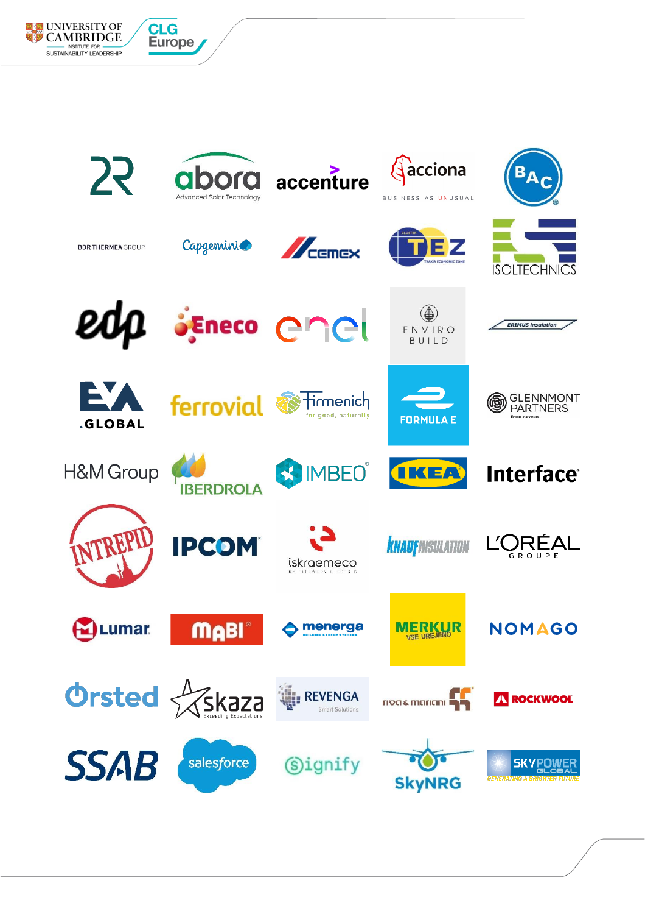| | | | | |
|---|---|---|---|---|
| 2R | abora Advanced Solar Technology | accenture | acciona BUSINESS AS UNUSUAL | BAC |
| BDR THERMEA GROUP | Capgemini | CEMEX | CLUSTER TEZ TRAKIA ECONOMIC ZONE | ISOLTECHNICS |
| edp | Eneco | enel | ENVIRO BUILD | ERIMUS insulation |
| EA .GLOBAL | ferrovial | Firmenich for good, naturally | FORMULA E | GLENNMONT PARTNERS |
| H&M Group | IBERDROLA | IMBEO | IKEA | Interface |
| INTREPID | IPCOM | iskraemeco | KNAUF INSULATION | L'ORÉAL GROUPE |
| Lumar | MABI | menerga | MERKUR VSE UREJENO | NOMAGO |
| Ørsted | skaza Exceeding Expectations | REVENGA Smart Solutions | riva & mariani | ROCKWOOL |
| SSAB | salesforce | Signify | SkyNRG | SKYPOWER GLOBAL GENERATING A BRIGHTER FUTURE |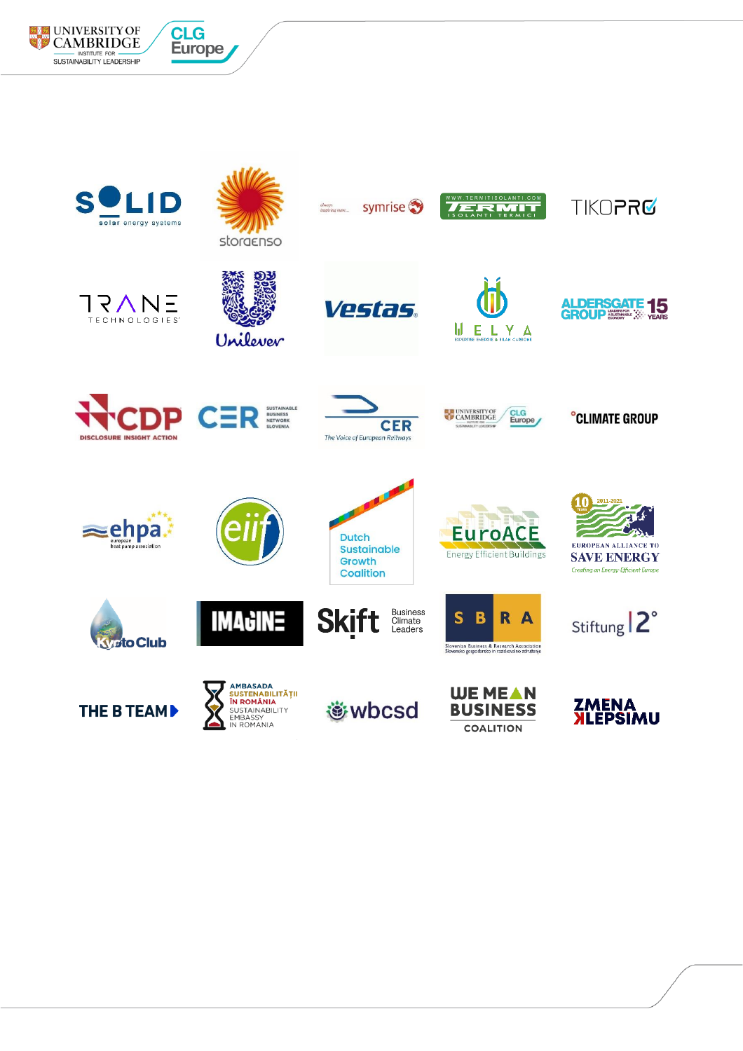SOLID solar energy systems

storaenso

symrise

WWW.TERMITISOLANTI.COM TERMIT ISOLANTI TERMICI

TIKOPRO

TRANE TECHNOLOGIES

Unilever

Vestas

WELYA EXPERTISE ENERGIE & BILAN CARBONE

ALDERSGATE GROUP 15 YEARS

CDP DISCLOSURE INSIGHT ACTION

CER SUSTAINABLE BUSINESS NETWORK SLOVENIA

CER The Voice of European Railways

UNIVERSITY OF CAMBRIDGE INSTITUTE FOR SUSTAINABILITY LEADERSHIP CLG Europe

CLIMATE GROUP

ehpa european heat pump association

eiif

Dutch Sustainable Growth Coalition

EuroACE Energy Efficient Buildings

2011-2021 EUROPEAN ALLIANCE TO SAVE ENERGY Creating an Energy-Efficient Europe

Kyoto Club

IMAGINE

Skift Business Climate Leaders

S B R A Slovenian Business & Research Association Slovensko gospodarsko in raziskovalno združenje

Stiftung 2°

THE B TEAM

AMBASADA SUSTENABILITĂȚII ÎN ROMÂNIA SUSTAINABILITY EMBASSY IN ROMANIA

wbcsd

WE MEAN BUSINESS COALITION

ZMENA KLEPSIMU